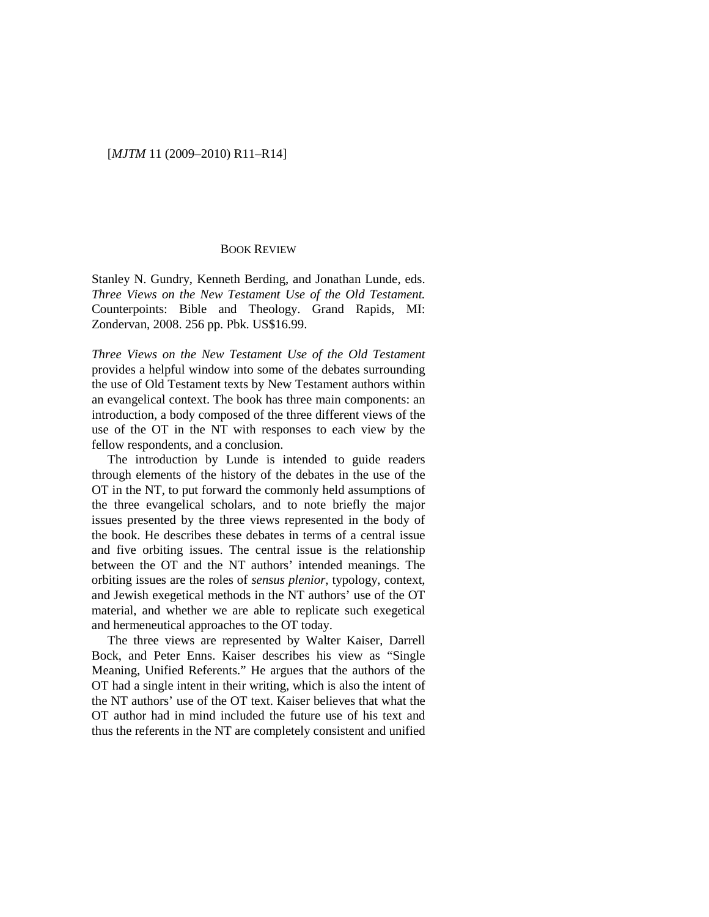## BOOK REVIEW

Stanley N. Gundry, Kenneth Berding, and Jonathan Lunde, eds. *Three Views on the New Testament Use of the Old Testament.* Counterpoints: Bible and Theology. Grand Rapids, MI: Zondervan, 2008. 256 pp. Pbk. US$16.99.

*Three Views on the New Testament Use of the Old Testament* provides a helpful window into some of the debates surrounding the use of Old Testament texts by New Testament authors within an evangelical context. The book has three main components: an introduction, a body composed of the three different views of the use of the OT in the NT with responses to each view by the fellow respondents, and a conclusion.

The introduction by Lunde is intended to guide readers through elements of the history of the debates in the use of the OT in the NT, to put forward the commonly held assumptions of the three evangelical scholars, and to note briefly the major issues presented by the three views represented in the body of the book. He describes these debates in terms of a central issue and five orbiting issues. The central issue is the relationship between the OT and the NT authors' intended meanings. The orbiting issues are the roles of *sensus plenior*, typology, context, and Jewish exegetical methods in the NT authors' use of the OT material, and whether we are able to replicate such exegetical and hermeneutical approaches to the OT today.

The three views are represented by Walter Kaiser, Darrell Bock, and Peter Enns. Kaiser describes his view as "Single Meaning, Unified Referents." He argues that the authors of the OT had a single intent in their writing, which is also the intent of the NT authors' use of the OT text. Kaiser believes that what the OT author had in mind included the future use of his text and thus the referents in the NT are completely consistent and unified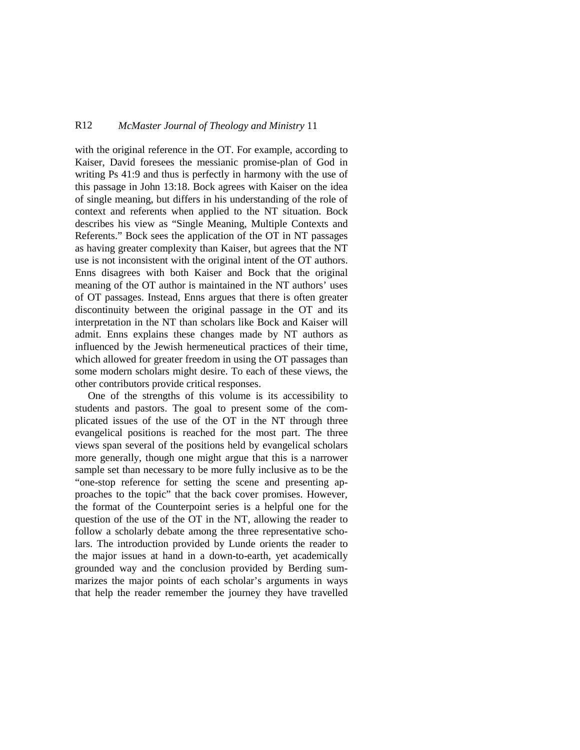with the original reference in the OT. For example, according to Kaiser, David foresees the messianic promise-plan of God in writing Ps 41:9 and thus is perfectly in harmony with the use of this passage in John 13:18. Bock agrees with Kaiser on the idea of single meaning, but differs in his understanding of the role of context and referents when applied to the NT situation. Bock describes his view as "Single Meaning, Multiple Contexts and Referents." Bock sees the application of the OT in NT passages as having greater complexity than Kaiser, but agrees that the NT use is not inconsistent with the original intent of the OT authors. Enns disagrees with both Kaiser and Bock that the original meaning of the OT author is maintained in the NT authors' uses of OT passages. Instead, Enns argues that there is often greater discontinuity between the original passage in the OT and its interpretation in the NT than scholars like Bock and Kaiser will admit. Enns explains these changes made by NT authors as influenced by the Jewish hermeneutical practices of their time, which allowed for greater freedom in using the OT passages than some modern scholars might desire. To each of these views, the other contributors provide critical responses.

One of the strengths of this volume is its accessibility to students and pastors. The goal to present some of the complicated issues of the use of the OT in the NT through three evangelical positions is reached for the most part. The three views span several of the positions held by evangelical scholars more generally, though one might argue that this is a narrower sample set than necessary to be more fully inclusive as to be the "one-stop reference for setting the scene and presenting approaches to the topic" that the back cover promises. However, the format of the Counterpoint series is a helpful one for the question of the use of the OT in the NT, allowing the reader to follow a scholarly debate among the three representative scholars. The introduction provided by Lunde orients the reader to the major issues at hand in a down-to-earth, yet academically grounded way and the conclusion provided by Berding summarizes the major points of each scholar's arguments in ways that help the reader remember the journey they have travelled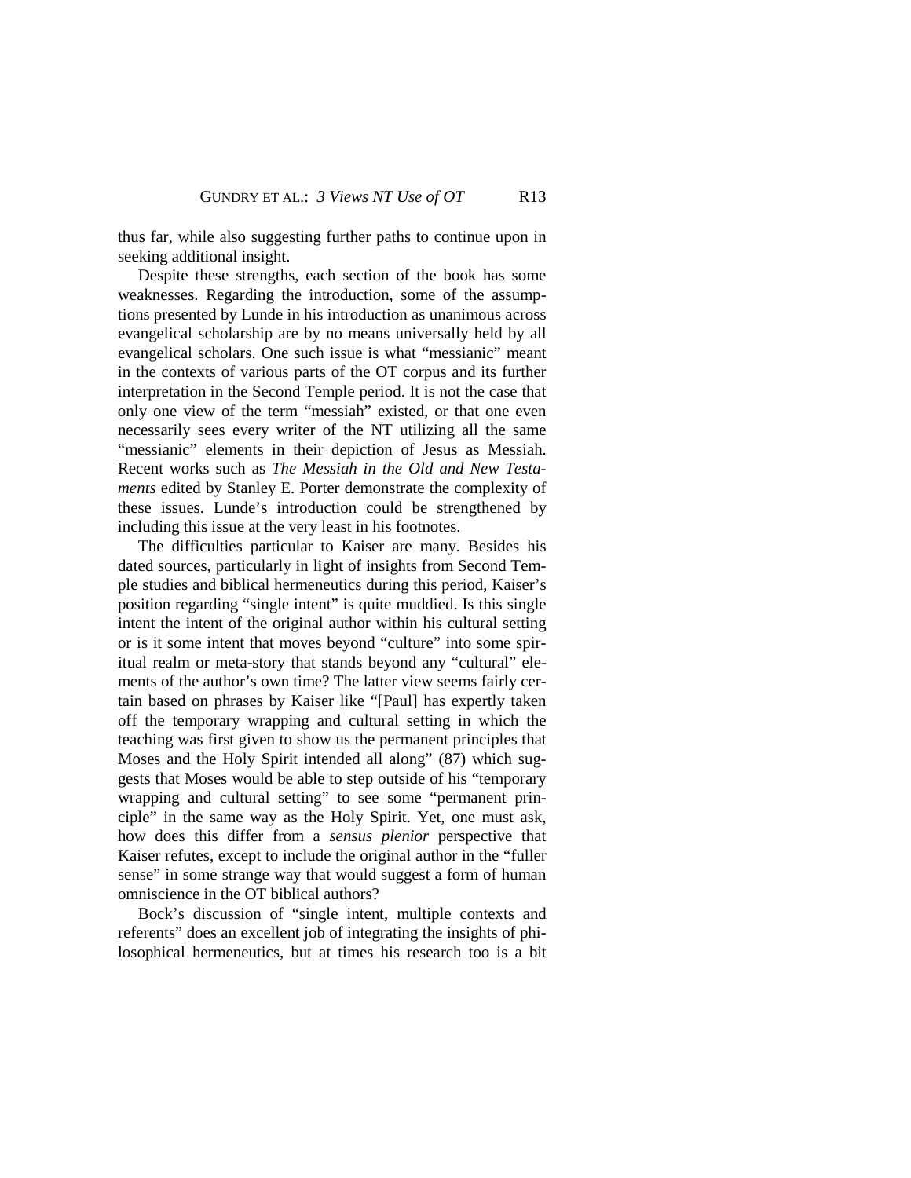thus far, while also suggesting further paths to continue upon in seeking additional insight.

Despite these strengths, each section of the book has some weaknesses. Regarding the introduction, some of the assumptions presented by Lunde in his introduction as unanimous across evangelical scholarship are by no means universally held by all evangelical scholars. One such issue is what "messianic" meant in the contexts of various parts of the OT corpus and its further interpretation in the Second Temple period. It is not the case that only one view of the term "messiah" existed, or that one even necessarily sees every writer of the NT utilizing all the same "messianic" elements in their depiction of Jesus as Messiah. Recent works such as *The Messiah in the Old and New Testaments* edited by Stanley E. Porter demonstrate the complexity of these issues. Lunde's introduction could be strengthened by including this issue at the very least in his footnotes.

The difficulties particular to Kaiser are many. Besides his dated sources, particularly in light of insights from Second Temple studies and biblical hermeneutics during this period, Kaiser's position regarding "single intent" is quite muddied. Is this single intent the intent of the original author within his cultural setting or is it some intent that moves beyond "culture" into some spiritual realm or meta-story that stands beyond any "cultural" elements of the author's own time? The latter view seems fairly certain based on phrases by Kaiser like "[Paul] has expertly taken off the temporary wrapping and cultural setting in which the teaching was first given to show us the permanent principles that Moses and the Holy Spirit intended all along" (87) which suggests that Moses would be able to step outside of his "temporary wrapping and cultural setting" to see some "permanent principle" in the same way as the Holy Spirit. Yet, one must ask, how does this differ from a *sensus plenior* perspective that Kaiser refutes, except to include the original author in the "fuller sense" in some strange way that would suggest a form of human omniscience in the OT biblical authors?

Bock's discussion of "single intent, multiple contexts and referents" does an excellent job of integrating the insights of philosophical hermeneutics, but at times his research too is a bit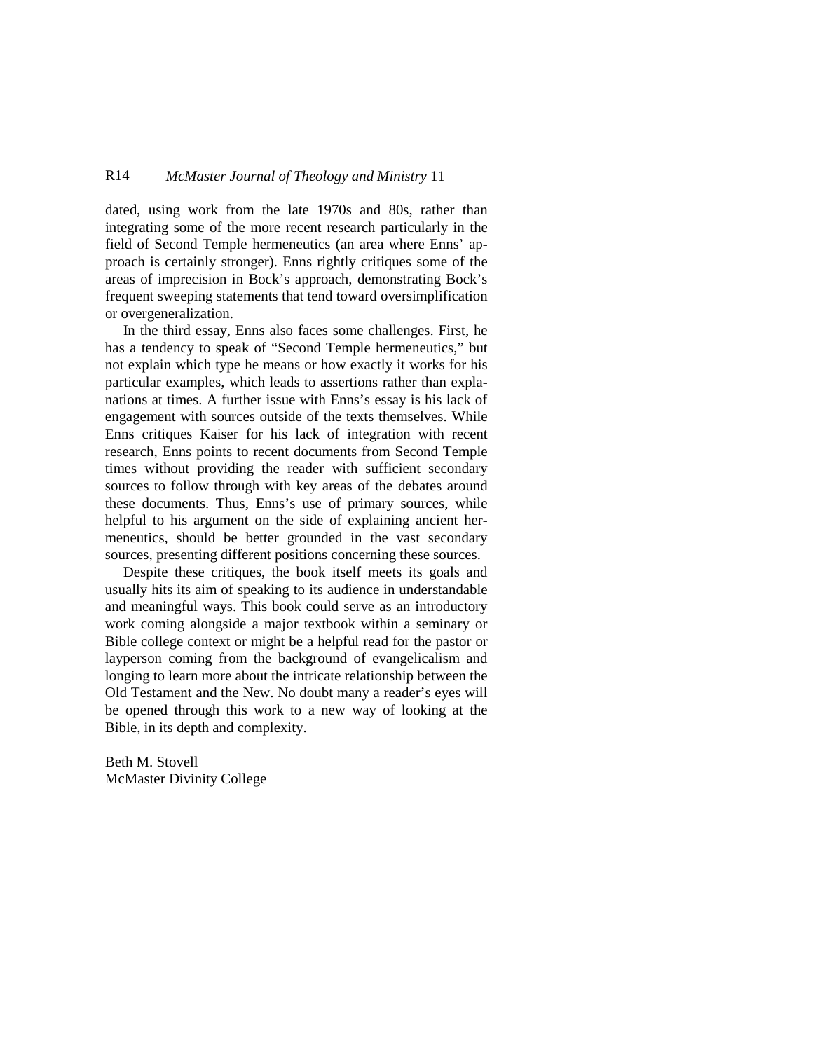dated, using work from the late 1970s and 80s, rather than integrating some of the more recent research particularly in the field of Second Temple hermeneutics (an area where Enns' approach is certainly stronger). Enns rightly critiques some of the areas of imprecision in Bock's approach, demonstrating Bock's frequent sweeping statements that tend toward oversimplification or overgeneralization.

In the third essay, Enns also faces some challenges. First, he has a tendency to speak of "Second Temple hermeneutics," but not explain which type he means or how exactly it works for his particular examples, which leads to assertions rather than explanations at times. A further issue with Enns's essay is his lack of engagement with sources outside of the texts themselves. While Enns critiques Kaiser for his lack of integration with recent research, Enns points to recent documents from Second Temple times without providing the reader with sufficient secondary sources to follow through with key areas of the debates around these documents. Thus, Enns's use of primary sources, while helpful to his argument on the side of explaining ancient hermeneutics, should be better grounded in the vast secondary sources, presenting different positions concerning these sources.

Despite these critiques, the book itself meets its goals and usually hits its aim of speaking to its audience in understandable and meaningful ways. This book could serve as an introductory work coming alongside a major textbook within a seminary or Bible college context or might be a helpful read for the pastor or layperson coming from the background of evangelicalism and longing to learn more about the intricate relationship between the Old Testament and the New. No doubt many a reader's eyes will be opened through this work to a new way of looking at the Bible, in its depth and complexity.

Beth M. Stovell
McMaster Divinity College